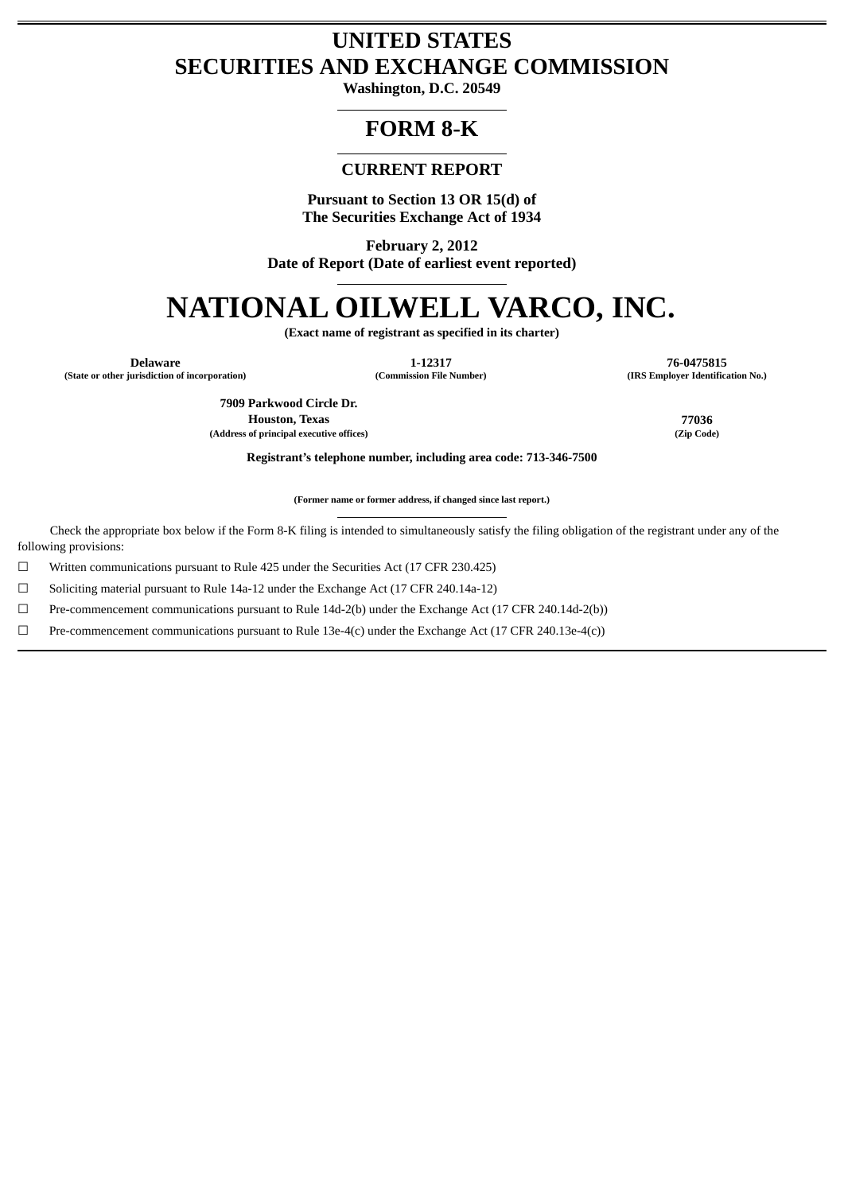# UNITED STATES
# SECURITIES AND EXCHANGE COMMISSION

**Washington, D.C. 20549**

---

# FORM 8-K

---

## CURRENT REPORT

**Pursuant to Section 13 OR 15(d) of**
**The Securities Exchange Act of 1934**

**February 2, 2012**
**Date of Report (Date of earliest event reported)**

---

# NATIONAL OILWELL VARCO, INC.

**(Exact name of registrant as specified in its charter)**

| Delaware | 1-12317 | 76-0475815 |
|---|---|---|
| (State or other jurisdiction of incorporation) | (Commission File Number) | (IRS Employer Identification No.) |

| 7909 Parkwood Circle Dr. Houston, Texas | 77036 |
|---|---|
| (Address of principal executive offices) | (Zip Code) |

**Registrant's telephone number, including area code: 713-346-7500**

**(Former name or former address, if changed since last report.)**

---

Check the appropriate box below if the Form 8-K filing is intended to simultaneously satisfy the filing obligation of the registrant under any of the following provisions:

☐ Written communications pursuant to Rule 425 under the Securities Act (17 CFR 230.425)

☐ Soliciting material pursuant to Rule 14a-12 under the Exchange Act (17 CFR 240.14a-12)

☐ Pre-commencement communications pursuant to Rule 14d-2(b) under the Exchange Act (17 CFR 240.14d-2(b))

☐ Pre-commencement communications pursuant to Rule 13e-4(c) under the Exchange Act (17 CFR 240.13e-4(c))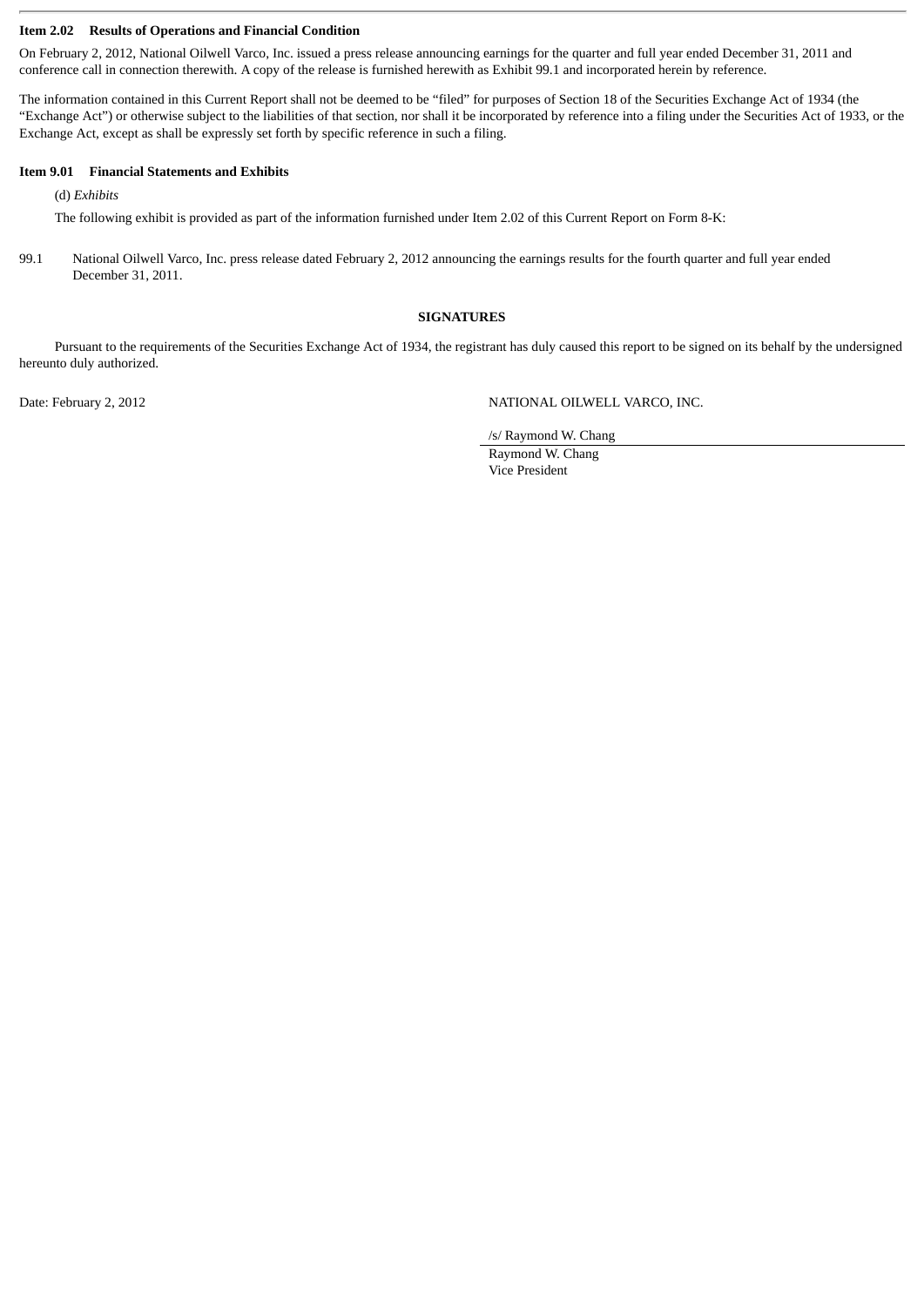**Item 2.02 Results of Operations and Financial Condition**

On February 2, 2012, National Oilwell Varco, Inc. issued a press release announcing earnings for the quarter and full year ended December 31, 2011 and conference call in connection therewith. A copy of the release is furnished herewith as Exhibit 99.1 and incorporated herein by reference.

The information contained in this Current Report shall not be deemed to be "filed" for purposes of Section 18 of the Securities Exchange Act of 1934 (the "Exchange Act") or otherwise subject to the liabilities of that section, nor shall it be incorporated by reference into a filing under the Securities Act of 1933, or the Exchange Act, except as shall be expressly set forth by specific reference in such a filing.

**Item 9.01 Financial Statements and Exhibits**

(d) *Exhibits*

The following exhibit is provided as part of the information furnished under Item 2.02 of this Current Report on Form 8-K:

99.1 National Oilwell Varco, Inc. press release dated February 2, 2012 announcing the earnings results for the fourth quarter and full year ended December 31, 2011.

**SIGNATURES**

Pursuant to the requirements of the Securities Exchange Act of 1934, the registrant has duly caused this report to be signed on its behalf by the undersigned hereunto duly authorized.

Date: February 2, 2012

NATIONAL OILWELL VARCO, INC.

/s/ Raymond W. Chang

Raymond W. Chang
Vice President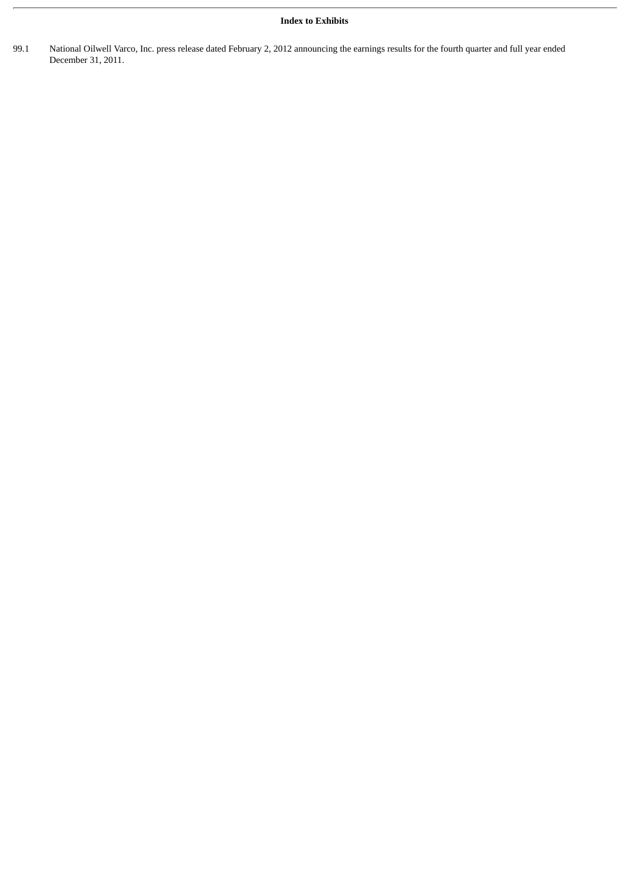**Index to Exhibits**

| | |
|---|---|
| 99.1 | National Oilwell Varco, Inc. press release dated February 2, 2012 announcing the earnings results for the fourth quarter and full year ended December 31, 2011. |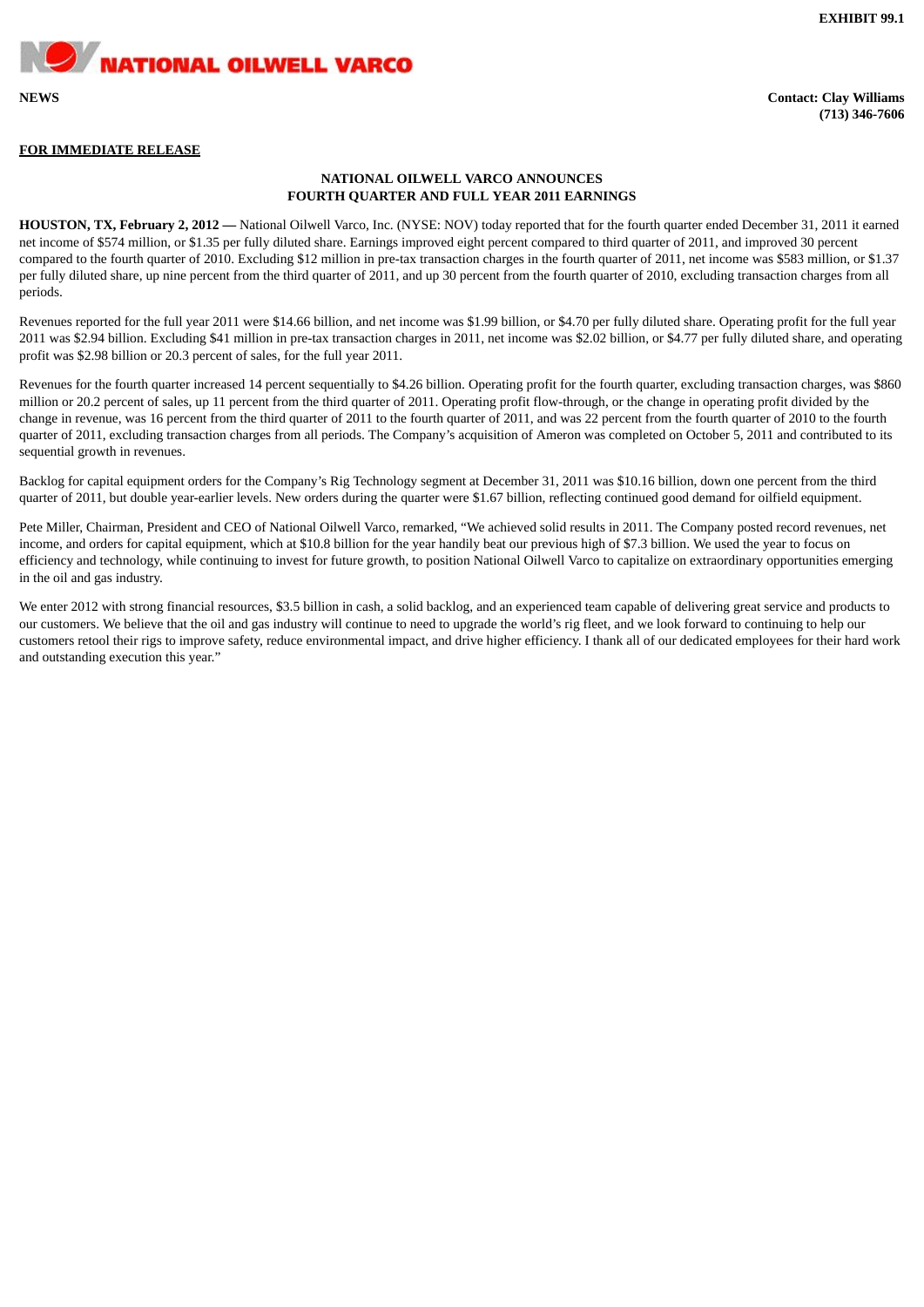**EXHIBIT 99.1**

**NATIONAL OILWELL VARCO**

**NEWS**

**Contact: Clay Williams**
**(713) 346-7606**

**FOR IMMEDIATE RELEASE**

**NATIONAL OILWELL VARCO ANNOUNCES**
**FOURTH QUARTER AND FULL YEAR 2011 EARNINGS**

**HOUSTON, TX, February 2, 2012 —** National Oilwell Varco, Inc. (NYSE: NOV) today reported that for the fourth quarter ended December 31, 2011 it earned net income of $574 million, or $1.35 per fully diluted share. Earnings improved eight percent compared to third quarter of 2011, and improved 30 percent compared to the fourth quarter of 2010. Excluding $12 million in pre-tax transaction charges in the fourth quarter of 2011, net income was $583 million, or $1.37 per fully diluted share, up nine percent from the third quarter of 2011, and up 30 percent from the fourth quarter of 2010, excluding transaction charges from all periods.

Revenues reported for the full year 2011 were $14.66 billion, and net income was $1.99 billion, or $4.70 per fully diluted share. Operating profit for the full year 2011 was $2.94 billion. Excluding $41 million in pre-tax transaction charges in 2011, net income was $2.02 billion, or $4.77 per fully diluted share, and operating profit was $2.98 billion or 20.3 percent of sales, for the full year 2011.

Revenues for the fourth quarter increased 14 percent sequentially to $4.26 billion. Operating profit for the fourth quarter, excluding transaction charges, was $860 million or 20.2 percent of sales, up 11 percent from the third quarter of 2011. Operating profit flow-through, or the change in operating profit divided by the change in revenue, was 16 percent from the third quarter of 2011 to the fourth quarter of 2011, and was 22 percent from the fourth quarter of 2010 to the fourth quarter of 2011, excluding transaction charges from all periods. The Company's acquisition of Ameron was completed on October 5, 2011 and contributed to its sequential growth in revenues.

Backlog for capital equipment orders for the Company's Rig Technology segment at December 31, 2011 was $10.16 billion, down one percent from the third quarter of 2011, but double year-earlier levels. New orders during the quarter were $1.67 billion, reflecting continued good demand for oilfield equipment.

Pete Miller, Chairman, President and CEO of National Oilwell Varco, remarked, "We achieved solid results in 2011. The Company posted record revenues, net income, and orders for capital equipment, which at $10.8 billion for the year handily beat our previous high of $7.3 billion. We used the year to focus on efficiency and technology, while continuing to invest for future growth, to position National Oilwell Varco to capitalize on extraordinary opportunities emerging in the oil and gas industry.

We enter 2012 with strong financial resources, $3.5 billion in cash, a solid backlog, and an experienced team capable of delivering great service and products to our customers. We believe that the oil and gas industry will continue to need to upgrade the world's rig fleet, and we look forward to continuing to help our customers retool their rigs to improve safety, reduce environmental impact, and drive higher efficiency. I thank all of our dedicated employees for their hard work and outstanding execution this year."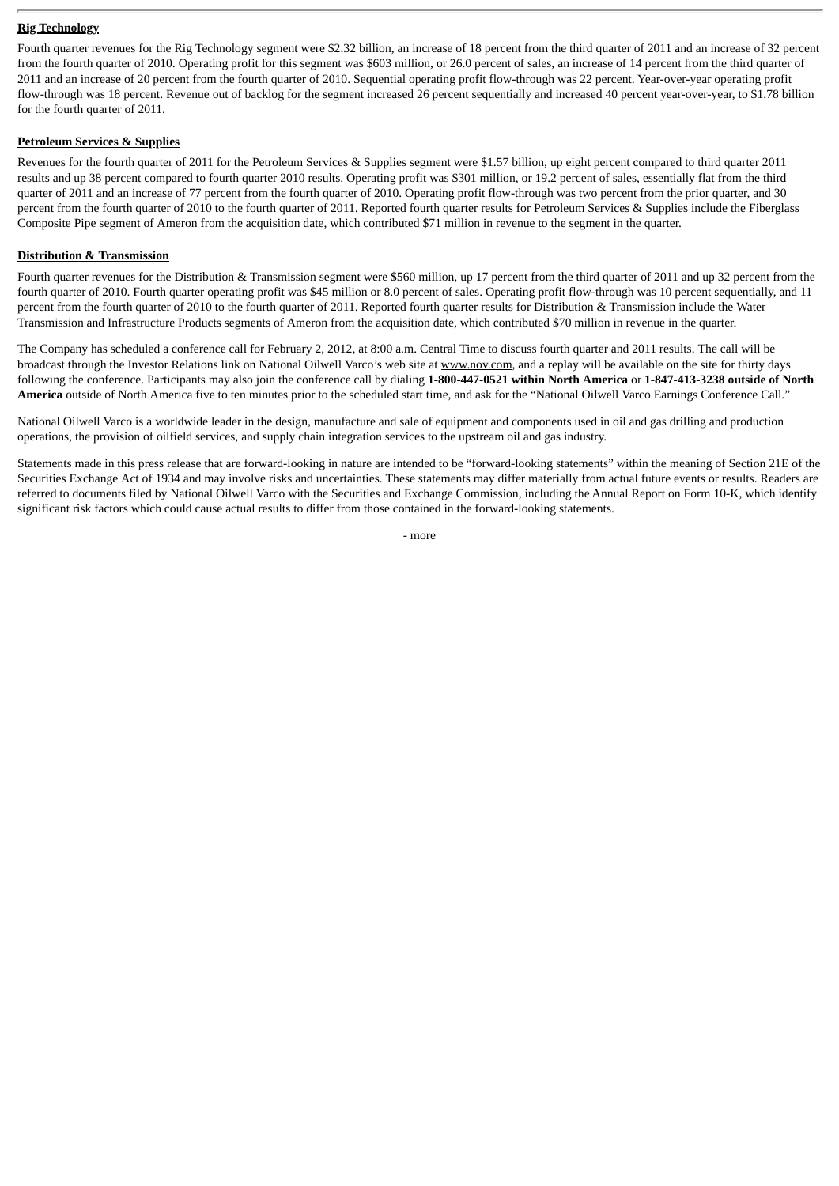**Rig Technology**

Fourth quarter revenues for the Rig Technology segment were $2.32 billion, an increase of 18 percent from the third quarter of 2011 and an increase of 32 percent from the fourth quarter of 2010. Operating profit for this segment was $603 million, or 26.0 percent of sales, an increase of 14 percent from the third quarter of 2011 and an increase of 20 percent from the fourth quarter of 2010. Sequential operating profit flow-through was 22 percent. Year-over-year operating profit flow-through was 18 percent. Revenue out of backlog for the segment increased 26 percent sequentially and increased 40 percent year-over-year, to $1.78 billion for the fourth quarter of 2011.

**Petroleum Services & Supplies**

Revenues for the fourth quarter of 2011 for the Petroleum Services & Supplies segment were $1.57 billion, up eight percent compared to third quarter 2011 results and up 38 percent compared to fourth quarter 2010 results. Operating profit was $301 million, or 19.2 percent of sales, essentially flat from the third quarter of 2011 and an increase of 77 percent from the fourth quarter of 2010. Operating profit flow-through was two percent from the prior quarter, and 30 percent from the fourth quarter of 2010 to the fourth quarter of 2011. Reported fourth quarter results for Petroleum Services & Supplies include the Fiberglass Composite Pipe segment of Ameron from the acquisition date, which contributed $71 million in revenue to the segment in the quarter.

**Distribution & Transmission**

Fourth quarter revenues for the Distribution & Transmission segment were $560 million, up 17 percent from the third quarter of 2011 and up 32 percent from the fourth quarter of 2010. Fourth quarter operating profit was $45 million or 8.0 percent of sales. Operating profit flow-through was 10 percent sequentially, and 11 percent from the fourth quarter of 2010 to the fourth quarter of 2011. Reported fourth quarter results for Distribution & Transmission include the Water Transmission and Infrastructure Products segments of Ameron from the acquisition date, which contributed $70 million in revenue in the quarter.

The Company has scheduled a conference call for February 2, 2012, at 8:00 a.m. Central Time to discuss fourth quarter and 2011 results. The call will be broadcast through the Investor Relations link on National Oilwell Varco's web site at www.nov.com, and a replay will be available on the site for thirty days following the conference. Participants may also join the conference call by dialing **1-800-447-0521 within North America** or **1-847-413-3238 outside of North America** outside of North America five to ten minutes prior to the scheduled start time, and ask for the "National Oilwell Varco Earnings Conference Call."

National Oilwell Varco is a worldwide leader in the design, manufacture and sale of equipment and components used in oil and gas drilling and production operations, the provision of oilfield services, and supply chain integration services to the upstream oil and gas industry.

Statements made in this press release that are forward-looking in nature are intended to be "forward-looking statements" within the meaning of Section 21E of the Securities Exchange Act of 1934 and may involve risks and uncertainties. These statements may differ materially from actual future events or results. Readers are referred to documents filed by National Oilwell Varco with the Securities and Exchange Commission, including the Annual Report on Form 10-K, which identify significant risk factors which could cause actual results to differ from those contained in the forward-looking statements.

- more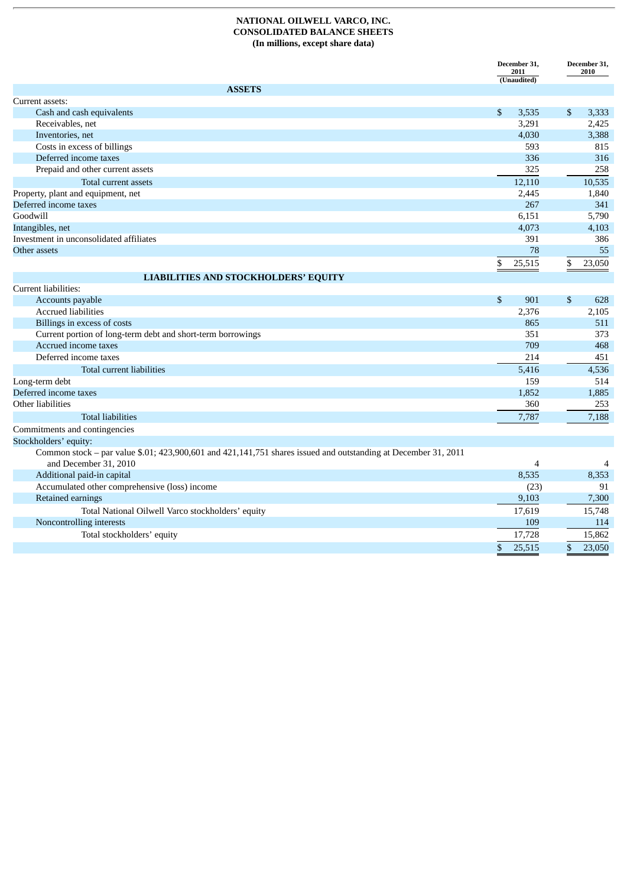**NATIONAL OILWELL VARCO, INC.**
**CONSOLIDATED BALANCE SHEETS**
**(In millions, except share data)**

| | December 31, 2011 (Unaudited) | December 31, 2010 |
|---|---|---|
| **ASSETS** | | |
| Current assets: | | |
| Cash and cash equivalents | $ 3,535 | $ 3,333 |
| Receivables, net | 3,291 | 2,425 |
| Inventories, net | 4,030 | 3,388 |
| Costs in excess of billings | 593 | 815 |
| Deferred income taxes | 336 | 316 |
| Prepaid and other current assets | 325 | 258 |
| Total current assets | 12,110 | 10,535 |
| Property, plant and equipment, net | 2,445 | 1,840 |
| Deferred income taxes | 267 | 341 |
| Goodwill | 6,151 | 5,790 |
| Intangibles, net | 4,073 | 4,103 |
| Investment in unconsolidated affiliates | 391 | 386 |
| Other assets | 78 | 55 |
| | $ 25,515 | $ 23,050 |
| **LIABILITIES AND STOCKHOLDERS' EQUITY** | | |
| Current liabilities: | | |
| Accounts payable | $ 901 | $ 628 |
| Accrued liabilities | 2,376 | 2,105 |
| Billings in excess of costs | 865 | 511 |
| Current portion of long-term debt and short-term borrowings | 351 | 373 |
| Accrued income taxes | 709 | 468 |
| Deferred income taxes | 214 | 451 |
| Total current liabilities | 5,416 | 4,536 |
| Long-term debt | 159 | 514 |
| Deferred income taxes | 1,852 | 1,885 |
| Other liabilities | 360 | 253 |
| Total liabilities | 7,787 | 7,188 |
| Commitments and contingencies | | |
| Stockholders' equity: | | |
| Common stock – par value $.01; 423,900,601 and 421,141,751 shares issued and outstanding at December 31, 2011 and December 31, 2010 | 4 | 4 |
| Additional paid-in capital | 8,535 | 8,353 |
| Accumulated other comprehensive (loss) income | (23) | 91 |
| Retained earnings | 9,103 | 7,300 |
| Total National Oilwell Varco stockholders' equity | 17,619 | 15,748 |
| Noncontrolling interests | 109 | 114 |
| Total stockholders' equity | 17,728 | 15,862 |
| | $ 25,515 | $ 23,050 |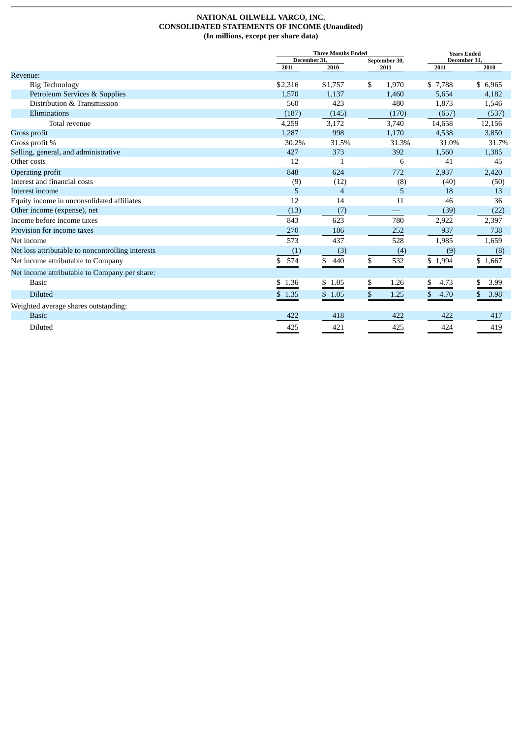**NATIONAL OILWELL VARCO, INC.**
**CONSOLIDATED STATEMENTS OF INCOME (Unaudited)**
**(In millions, except per share data)**

| | Three Months Ended | | | Years Ended | |
|---|---|---|---|---|---|
| | December 31, | | September 30, | December 31, | |
| | 2011 | 2010 | 2011 | 2011 | 2010 |
| Revenue: | | | | | |
| Rig Technology | $2,316 | $1,757 | $ 1,970 | $ 7,788 | $ 6,965 |
| Petroleum Services & Supplies | 1,570 | 1,137 | 1,460 | 5,654 | 4,182 |
| Distribution & Transmission | 560 | 423 | 480 | 1,873 | 1,546 |
| Eliminations | (187) | (145) | (170) | (657) | (537) |
| Total revenue | 4,259 | 3,172 | 3,740 | 14,658 | 12,156 |
| Gross profit | 1,287 | 998 | 1,170 | 4,538 | 3,850 |
| Gross profit % | 30.2% | 31.5% | 31.3% | 31.0% | 31.7% |
| Selling, general, and administrative | 427 | 373 | 392 | 1,560 | 1,385 |
| Other costs | 12 | 1 | 6 | 41 | 45 |
| Operating profit | 848 | 624 | 772 | 2,937 | 2,420 |
| Interest and financial costs | (9) | (12) | (8) | (40) | (50) |
| Interest income | 5 | 4 | 5 | 18 | 13 |
| Equity income in unconsolidated affiliates | 12 | 14 | 11 | 46 | 36 |
| Other income (expense), net | (13) | (7) | — | (39) | (22) |
| Income before income taxes | 843 | 623 | 780 | 2,922 | 2,397 |
| Provision for income taxes | 270 | 186 | 252 | 937 | 738 |
| Net income | 573 | 437 | 528 | 1,985 | 1,659 |
| Net loss attributable to noncontrolling interests | (1) | (3) | (4) | (9) | (8) |
| Net income attributable to Company | $ 574 | $ 440 | $ 532 | $ 1,994 | $ 1,667 |
| Net income attributable to Company per share: | | | | | |
| Basic | $ 1.36 | $ 1.05 | $ 1.26 | $ 4.73 | $ 3.99 |
| Diluted | $ 1.35 | $ 1.05 | $ 1.25 | $ 4.70 | $ 3.98 |
| Weighted average shares outstanding: | | | | | |
| Basic | 422 | 418 | 422 | 422 | 417 |
| Diluted | 425 | 421 | 425 | 424 | 419 |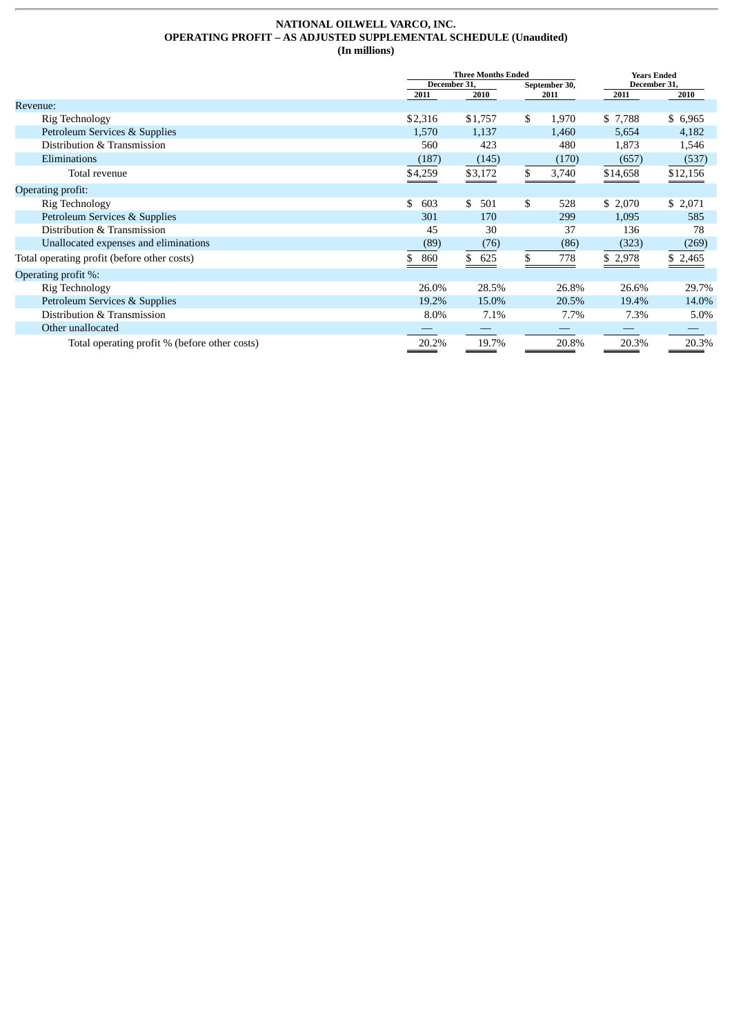**NATIONAL OILWELL VARCO, INC.**
**OPERATING PROFIT – AS ADJUSTED SUPPLEMENTAL SCHEDULE (Unaudited)**
**(In millions)**

| | Three Months Ended | | | Years Ended | |
|---|---|---|---|---|---|
| | December 31, | | September 30, | December 31, | |
| | 2011 | 2010 | 2011 | 2011 | 2010 |
| Revenue: | | | | | |
| Rig Technology | $2,316 | $1,757 | $ 1,970 | $ 7,788 | $ 6,965 |
| Petroleum Services & Supplies | 1,570 | 1,137 | 1,460 | 5,654 | 4,182 |
| Distribution & Transmission | 560 | 423 | 480 | 1,873 | 1,546 |
| Eliminations | (187) | (145) | (170) | (657) | (537) |
| Total revenue | $4,259 | $3,172 | $ 3,740 | $14,658 | $12,156 |
| Operating profit: | | | | | |
| Rig Technology | $ 603 | $ 501 | $ 528 | $ 2,070 | $ 2,071 |
| Petroleum Services & Supplies | 301 | 170 | 299 | 1,095 | 585 |
| Distribution & Transmission | 45 | 30 | 37 | 136 | 78 |
| Unallocated expenses and eliminations | (89) | (76) | (86) | (323) | (269) |
| Total operating profit (before other costs) | $ 860 | $ 625 | $ 778 | $ 2,978 | $ 2,465 |
| Operating profit %: | | | | | |
| Rig Technology | 26.0% | 28.5% | 26.8% | 26.6% | 29.7% |
| Petroleum Services & Supplies | 19.2% | 15.0% | 20.5% | 19.4% | 14.0% |
| Distribution & Transmission | 8.0% | 7.1% | 7.7% | 7.3% | 5.0% |
| Other unallocated | — | — | — | — | — |
| Total operating profit % (before other costs) | 20.2% | 19.7% | 20.8% | 20.3% | 20.3% |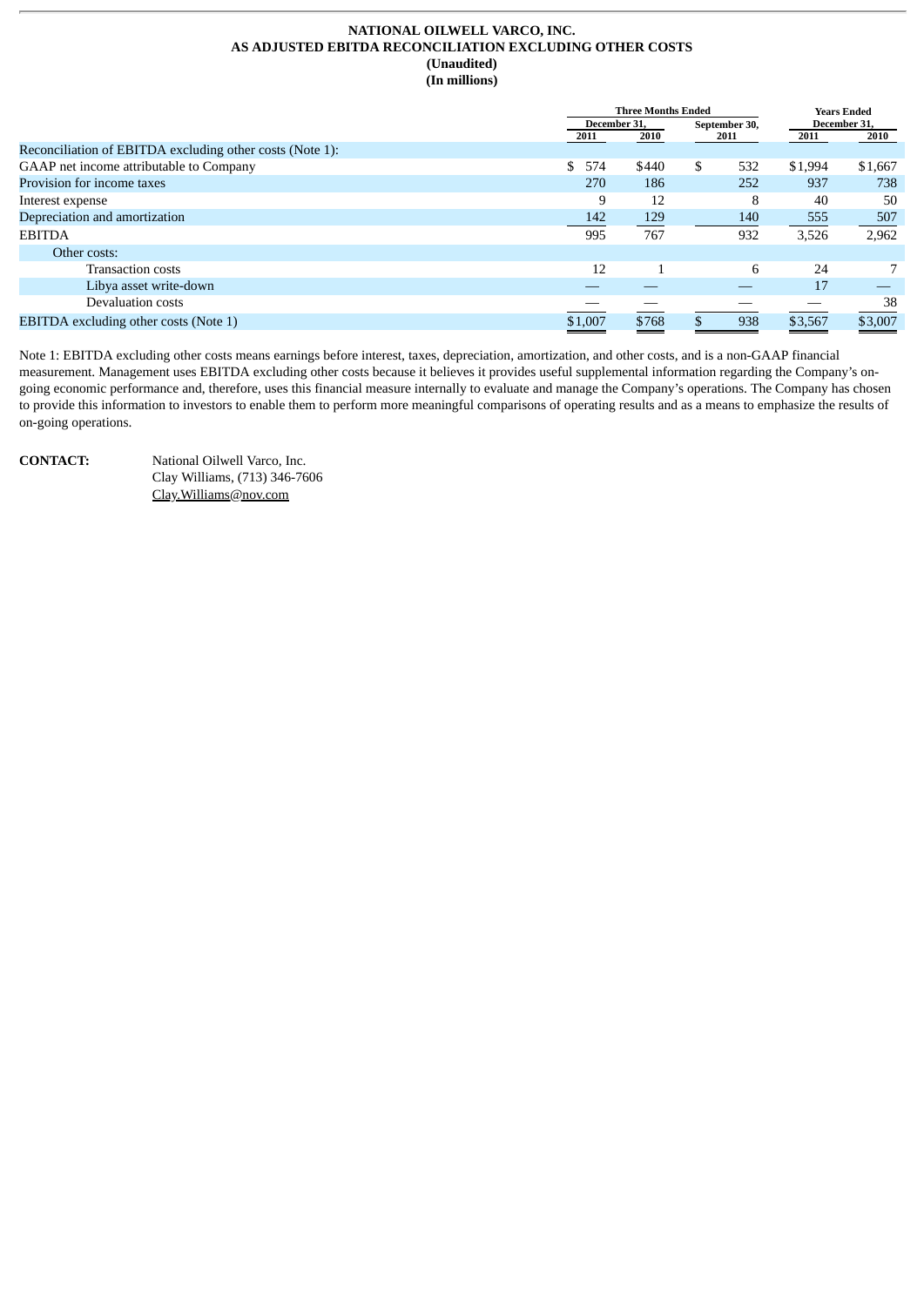**NATIONAL OILWELL VARCO, INC.**
**AS ADJUSTED EBITDA RECONCILIATION EXCLUDING OTHER COSTS**
**(Unaudited)**
**(In millions)**

| | Three Months Ended December 31, 2011 | Three Months Ended December 31, 2010 | Three Months Ended September 30, 2011 | Years Ended December 31, 2011 | Years Ended December 31, 2010 |
|---|---|---|---|---|---|
| Reconciliation of EBITDA excluding other costs (Note 1): | | | | | |
| GAAP net income attributable to Company | $ 574 | $440 | $ 532 | $1,994 | $1,667 |
| Provision for income taxes | 270 | 186 | 252 | 937 | 738 |
| Interest expense | 9 | 12 | 8 | 40 | 50 |
| Depreciation and amortization | 142 | 129 | 140 | 555 | 507 |
| EBITDA | 995 | 767 | 932 | 3,526 | 2,962 |
| Other costs: | | | | | |
| Transaction costs | 12 | 1 | 6 | 24 | 7 |
| Libya asset write-down | — | — | — | 17 | — |
| Devaluation costs | — | — | — | — | 38 |
| EBITDA excluding other costs (Note 1) | $1,007 | $768 | $ 938 | $3,567 | $3,007 |

Note 1: EBITDA excluding other costs means earnings before interest, taxes, depreciation, amortization, and other costs, and is a non-GAAP financial measurement. Management uses EBITDA excluding other costs because it believes it provides useful supplemental information regarding the Company's on-going economic performance and, therefore, uses this financial measure internally to evaluate and manage the Company's operations. The Company has chosen to provide this information to investors to enable them to perform more meaningful comparisons of operating results and as a means to emphasize the results of on-going operations.

**CONTACT:** National Oilwell Varco, Inc.
Clay Williams, (713) 346-7606
Clay.Williams@nov.com